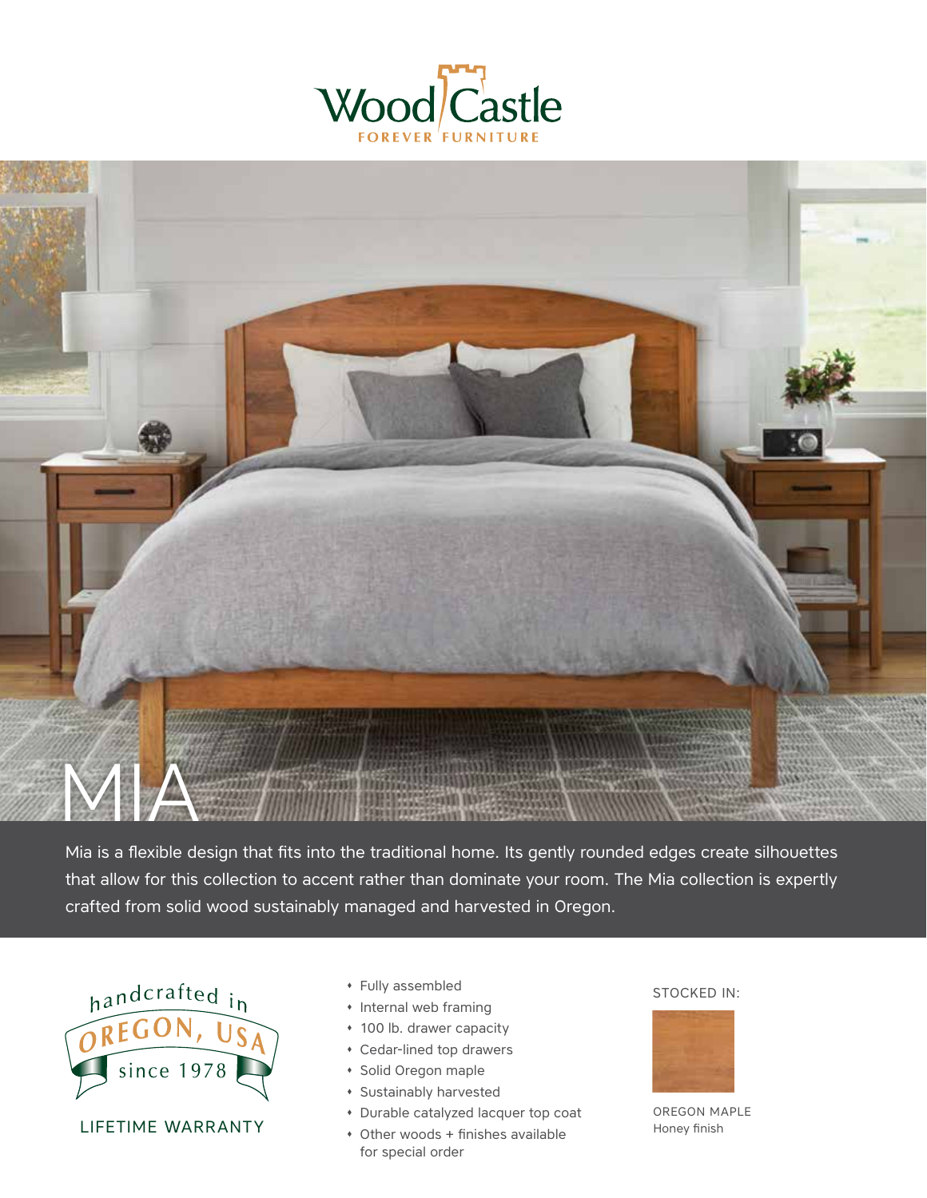# Wood Castle

FOREVER FURNITURE

# MIA

Mia is a flexible design that fits into the traditional home. Its gently rounded edges create silhouettes that allow for this collection to accent rather than dominate your room. The Mia collection is expertly crafted from solid wood sustainably managed and harvested in Oregon.

handcrafted in OREGON, USA since 1978

LIFETIME WARRANTY

- Fully assembled
- Internal web framing
- 100 lb. drawer capacity
- Cedar-lined top drawers
- Solid Oregon maple
- Sustainably harvested
- Durable catalyzed lacquer top coat
- Other woods + finishes available for special order

STOCKED IN:

OREGON MAPLE
Honey finish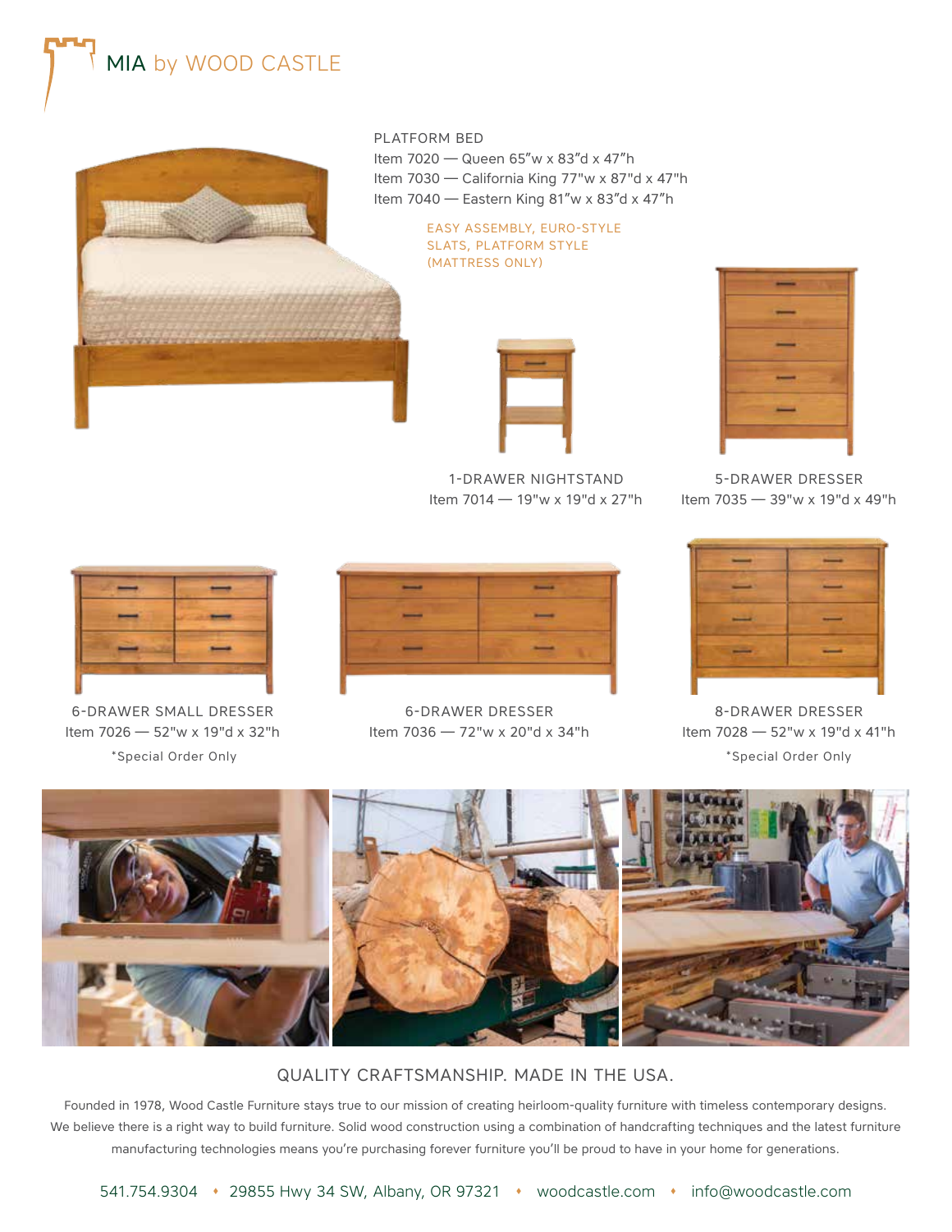# MIA by WOOD CASTLE

PLATFORM BED

Item 7020 — Queen 65″w x 83″d x 47″h

Item 7030 — California King 77"w x 87"d x 47"h

Item 7040 — Eastern King 81″w x 83″d x 47″h

EASY ASSEMBLY, EURO-STYLE SLATS, PLATFORM STYLE (MATTRESS ONLY)

1-DRAWER NIGHTSTAND

Item 7014 — 19"w x 19"d x 27"h

5-DRAWER DRESSER

Item 7035 — 39"w x 19"d x 49"h

6-DRAWER SMALL DRESSER

Item 7026 — 52"w x 19"d x 32"h

*Special Order Only

6-DRAWER DRESSER

Item 7036 — 72"w x 20"d x 34"h

8-DRAWER DRESSER

Item 7028 — 52"w x 19"d x 41"h

*Special Order Only

## QUALITY CRAFTSMANSHIP. MADE IN THE USA.

Founded in 1978, Wood Castle Furniture stays true to our mission of creating heirloom-quality furniture with timeless contemporary designs. We believe there is a right way to build furniture. Solid wood construction using a combination of handcrafting techniques and the latest furniture manufacturing technologies means you're purchasing forever furniture you'll be proud to have in your home for generations.

541.754.9304 • 29855 Hwy 34 SW, Albany, OR 97321 • woodcastle.com • info@woodcastle.com